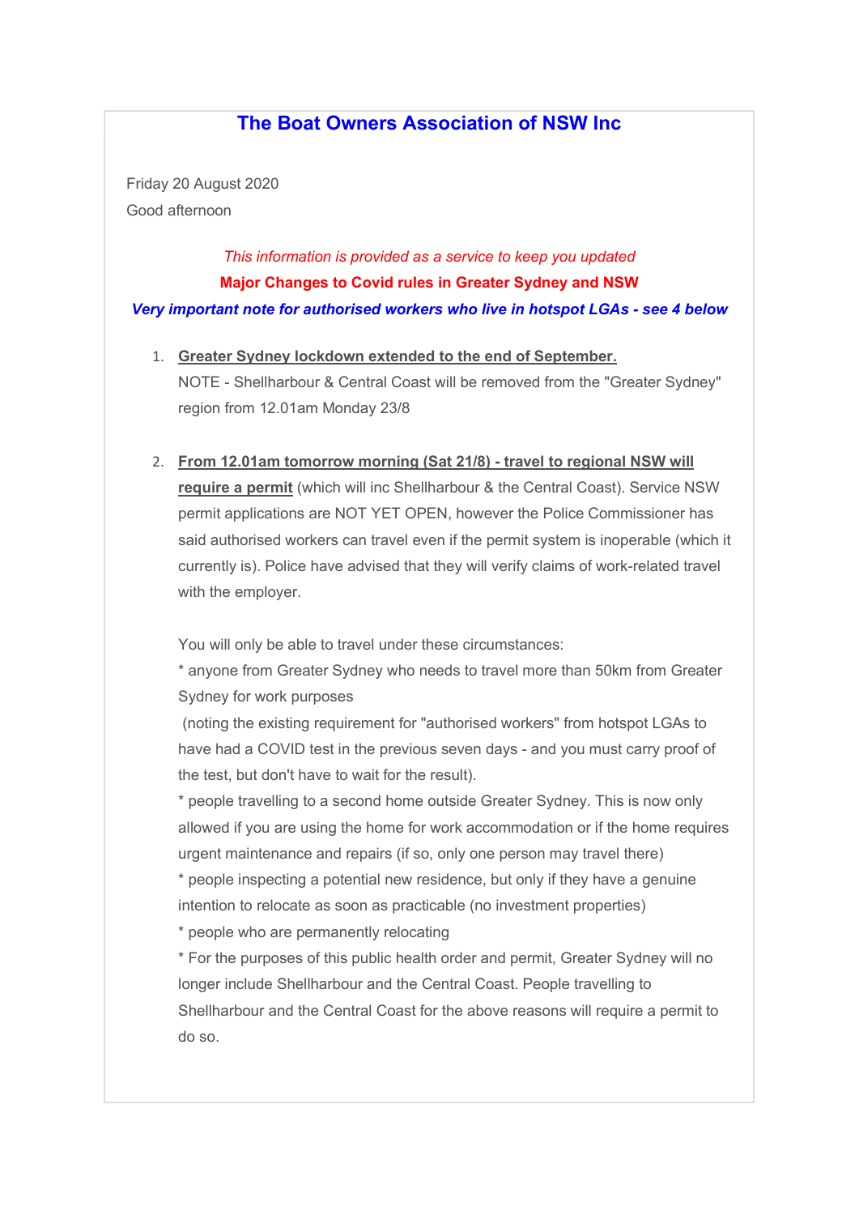# The Boat Owners Association of NSW Inc

Friday 20 August 2020

Good afternoon

*This information is provided as a service to keep you updated*

**Major Changes to Covid rules in Greater Sydney and NSW**

***Very important note for authorised workers who live in hotspot LGAs - see 4 below***

1. **Greater Sydney lockdown extended to the end of September.**
   NOTE - Shellharbour & Central Coast will be removed from the "Greater Sydney" region from 12.01am Monday 23/8

2. **From 12.01am tomorrow morning (Sat 21/8) - travel to regional NSW will require a permit** (which will inc Shellharbour & the Central Coast). Service NSW permit applications are NOT YET OPEN, however the Police Commissioner has said authorised workers can travel even if the permit system is inoperable (which it currently is). Police have advised that they will verify claims of work-related travel with the employer.

   You will only be able to travel under these circumstances:
   * anyone from Greater Sydney who needs to travel more than 50km from Greater Sydney for work purposes
   (noting the existing requirement for "authorised workers" from hotspot LGAs to have had a COVID test in the previous seven days - and you must carry proof of the test, but don't have to wait for the result).
   * people travelling to a second home outside Greater Sydney. This is now only allowed if you are using the home for work accommodation or if the home requires urgent maintenance and repairs (if so, only one person may travel there)
   * people inspecting a potential new residence, but only if they have a genuine intention to relocate as soon as practicable (no investment properties)
   * people who are permanently relocating
   * For the purposes of this public health order and permit, Greater Sydney will no longer include Shellharbour and the Central Coast. People travelling to Shellharbour and the Central Coast for the above reasons will require a permit to do so.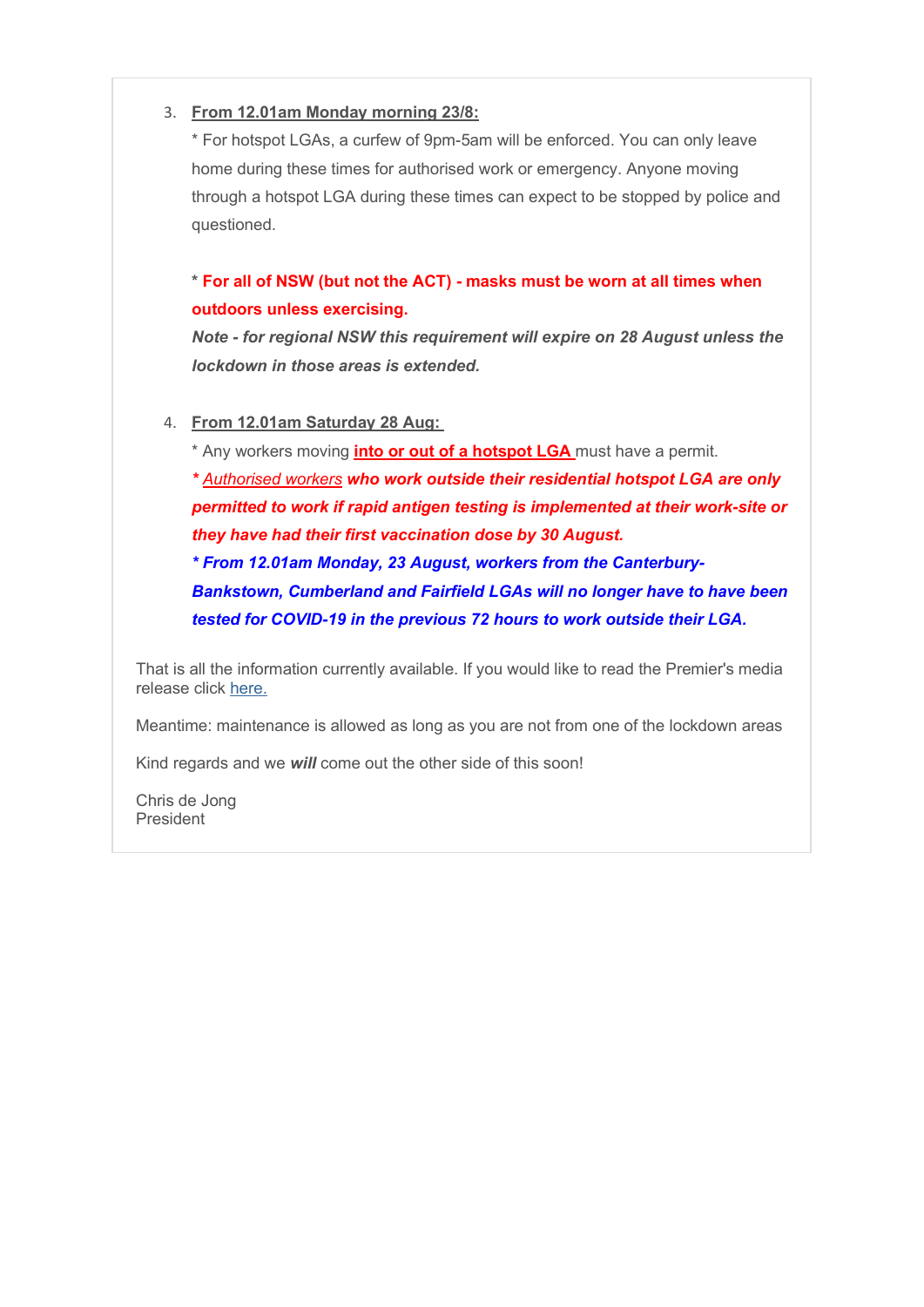3. **From 12.01am Monday morning 23/8:**

   * For hotspot LGAs, a curfew of 9pm-5am will be enforced. You can only leave home during these times for authorised work or emergency. Anyone moving through a hotspot LGA during these times can expect to be stopped by police and questioned.

   **\* For all of NSW (but not the ACT) - masks must be worn at all times when outdoors unless exercising.**

   ***Note - for regional NSW this requirement will expire on 28 August unless the lockdown in those areas is extended.***

4. **From 12.01am Saturday 28 Aug:**

   * Any workers moving **into or out of a hotspot LGA** must have a permit.

   ***\* Authorised workers who work outside their residential hotspot LGA are only permitted to work if rapid antigen testing is implemented at their work-site or they have had their first vaccination dose by 30 August.***

   ***\* From 12.01am Monday, 23 August, workers from the Canterbury-Bankstown, Cumberland and Fairfield LGAs will no longer have to have been tested for COVID-19 in the previous 72 hours to work outside their LGA.***

That is all the information currently available. If you would like to read the Premier's media release click here.

Meantime: maintenance is allowed as long as you are not from one of the lockdown areas

Kind regards and we ***will*** come out the other side of this soon!

Chris de Jong
President